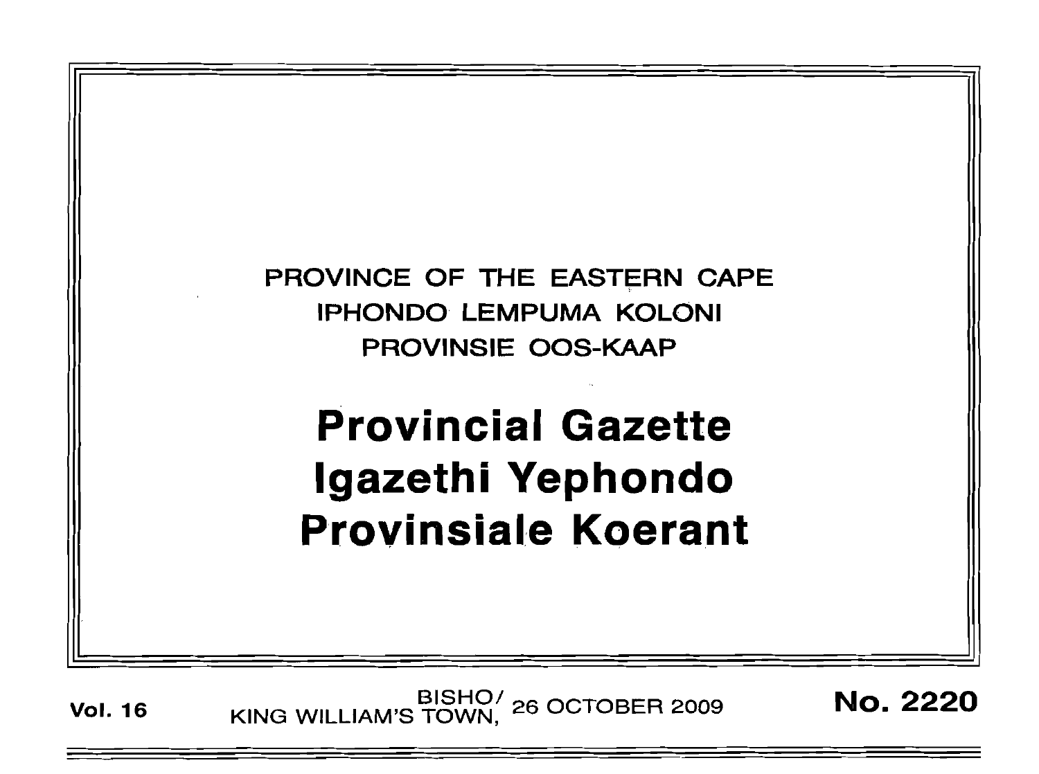PROVINCE OF THE EASTERN CAPE
IPHONDO LEMPUMA KOLONI
PROVINSIE OOS-KAAP

# Provincial Gazette
# Igazethi Yephondo
# Provinsiale Koerant

**Vol. 16** BISHO/ KING WILLIAM'S TOWN, 26 OCTOBER 2009 **No. 2220**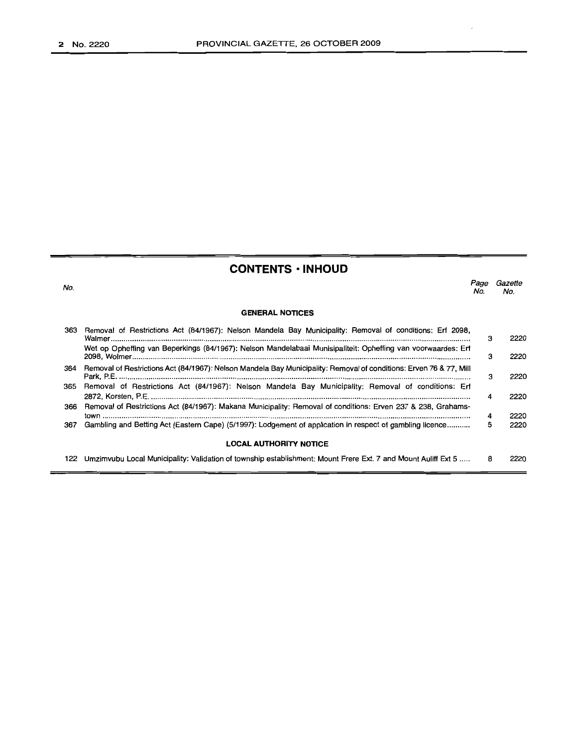## CONTENTS · INHOUD

| No. | | Page No. | Gazette No. |
|---|---|---|---|
| | **GENERAL NOTICES** | | |
| 363 | Removal of Restrictions Act (84/1967): Nelson Mandela Bay Municipality: Removal of conditions: Erf 2098, Walmer | 3 | 2220 |
| | Wet op Opheffing van Beperkings (84/1967): Nelson Mandelabaai Munisipaliteit: Opheffing van voorwaardes: Erf 2098, Wolmer | 3 | 2220 |
| 364 | Removal of Restrictions Act (84/1967): Nelson Mandela Bay Municipality: Removal of conditions: Erven 76 & 77, Mill Park, P.E. | 3 | 2220 |
| 365 | Removal of Restrictions Act (84/1967): Nelson Mandela Bay Municipality: Removal of conditions: Erf 2872, Korsten, P.E. | 4 | 2220 |
| 366 | Removal of Restrictions Act (84/1967): Makana Municipality: Removal of conditions: Erven 237 & 238, Grahamstown | 4 | 2220 |
| 367 | Gambling and Betting Act (Eastern Cape) (5/1997): Lodgement of application in respect of gambling licence | 5 | 2220 |
| | **LOCAL AUTHORITY NOTICE** | | |
| 122 | Umzimvubu Local Municipality: Validation of township establishment: Mount Frere Ext. 7 and Mount Auliff Ext 5 | 8 | 2220 |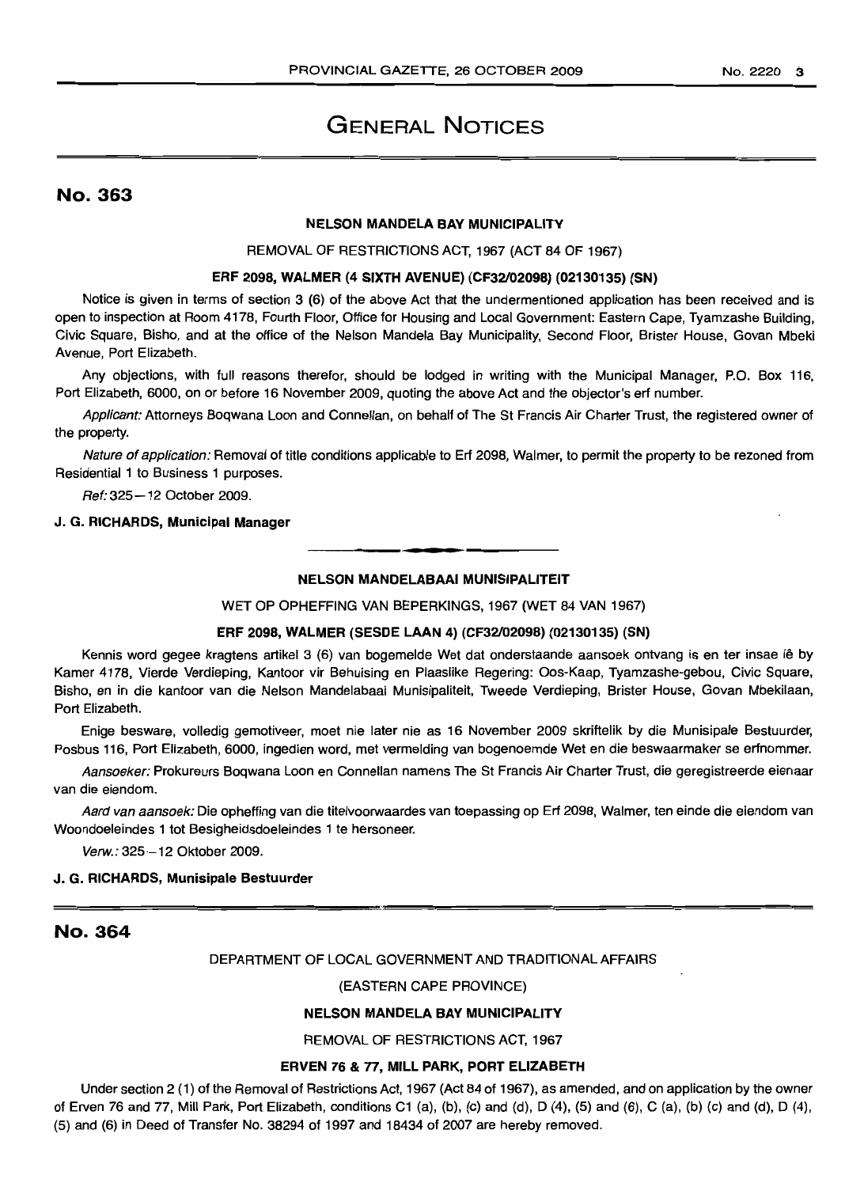# GENERAL NOTICES

## No. 363

### NELSON MANDELA BAY MUNICIPALITY

REMOVAL OF RESTRICTIONS ACT, 1967 (ACT 84 OF 1967)

#### ERF 2098, WALMER (4 SIXTH AVENUE) (CF32/02098) (02130135) (SN)

Notice is given in terms of section 3 (6) of the above Act that the undermentioned application has been received and is open to inspection at Room 4178, Fourth Floor, Office for Housing and Local Government: Eastern Cape, Tyamzashe Building, Civic Square, Bisho, and at the office of the Nelson Mandela Bay Municipality, Second Floor, Brister House, Govan Mbeki Avenue, Port Elizabeth.

Any objections, with full reasons therefor, should be lodged in writing with the Municipal Manager, P.O. Box 116, Port Elizabeth, 6000, on or before 16 November 2009, quoting the above Act and the objector's erf number.

*Applicant:* Attorneys Boqwana Loon and Connellan, on behalf of The St Francis Air Charter Trust, the registered owner of the property.

*Nature of application:* Removal of title conditions applicable to Erf 2098, Walmer, to permit the property to be rezoned from Residential 1 to Business 1 purposes.

*Ref:* 325—12 October 2009.

**J. G. RICHARDS, Municipal Manager**

---

### NELSON MANDELABAAI MUNISIPALITEIT

WET OP OPHEFFING VAN BEPERKINGS, 1967 (WET 84 VAN 1967)

#### ERF 2098, WALMER (SESDE LAAN 4) (CF32/02098) (02130135) (SN)

Kennis word gegee kragtens artikel 3 (6) van bogemelde Wet dat onderstaande aansoek ontvang is en ter insae lê by Kamer 4178, Vierde Verdieping, Kantoor vir Behuising en Plaaslike Regering: Oos-Kaap, Tyamzashe-gebou, Civic Square, Bisho, en in die kantoor van die Nelson Mandelabaai Munisipaliteit, Tweede Verdieping, Brister House, Govan Mbekilaan, Port Elizabeth.

Enige besware, volledig gemotiveer, moet nie later nie as 16 November 2009 skriftelik by die Munisipale Bestuurder, Posbus 116, Port Elizabeth, 6000, ingedien word, met vermelding van bogenoemde Wet en die beswaarmaker se erfnommer.

*Aansoeker:* Prokureurs Boqwana Loon en Connellan namens The St Francis Air Charter Trust, die geregistreerde eienaar van die eiendom.

*Aard van aansoek:* Die opheffing van die titelvoorwaardes van toepassing op Erf 2098, Walmer, ten einde die eiendom van Woondoeleindes 1 tot Besigheidsdoeleindes 1 te hersoneer.

*Verw.:* 325—12 Oktober 2009.

**J. G. RICHARDS, Munisipale Bestuurder**

---

## No. 364

DEPARTMENT OF LOCAL GOVERNMENT AND TRADITIONAL AFFAIRS

(EASTERN CAPE PROVINCE)

### NELSON MANDELA BAY MUNICIPALITY

REMOVAL OF RESTRICTIONS ACT, 1967

#### ERVEN 76 & 77, MILL PARK, PORT ELIZABETH

Under section 2 (1) of the Removal of Restrictions Act, 1967 (Act 84 of 1967), as amended, and on application by the owner of Erven 76 and 77, Mill Park, Port Elizabeth, conditions C1 (a), (b), (c) and (d), D (4), (5) and (6), C (a), (b) (c) and (d), D (4), (5) and (6) in Deed of Transfer No. 38294 of 1997 and 18434 of 2007 are hereby removed.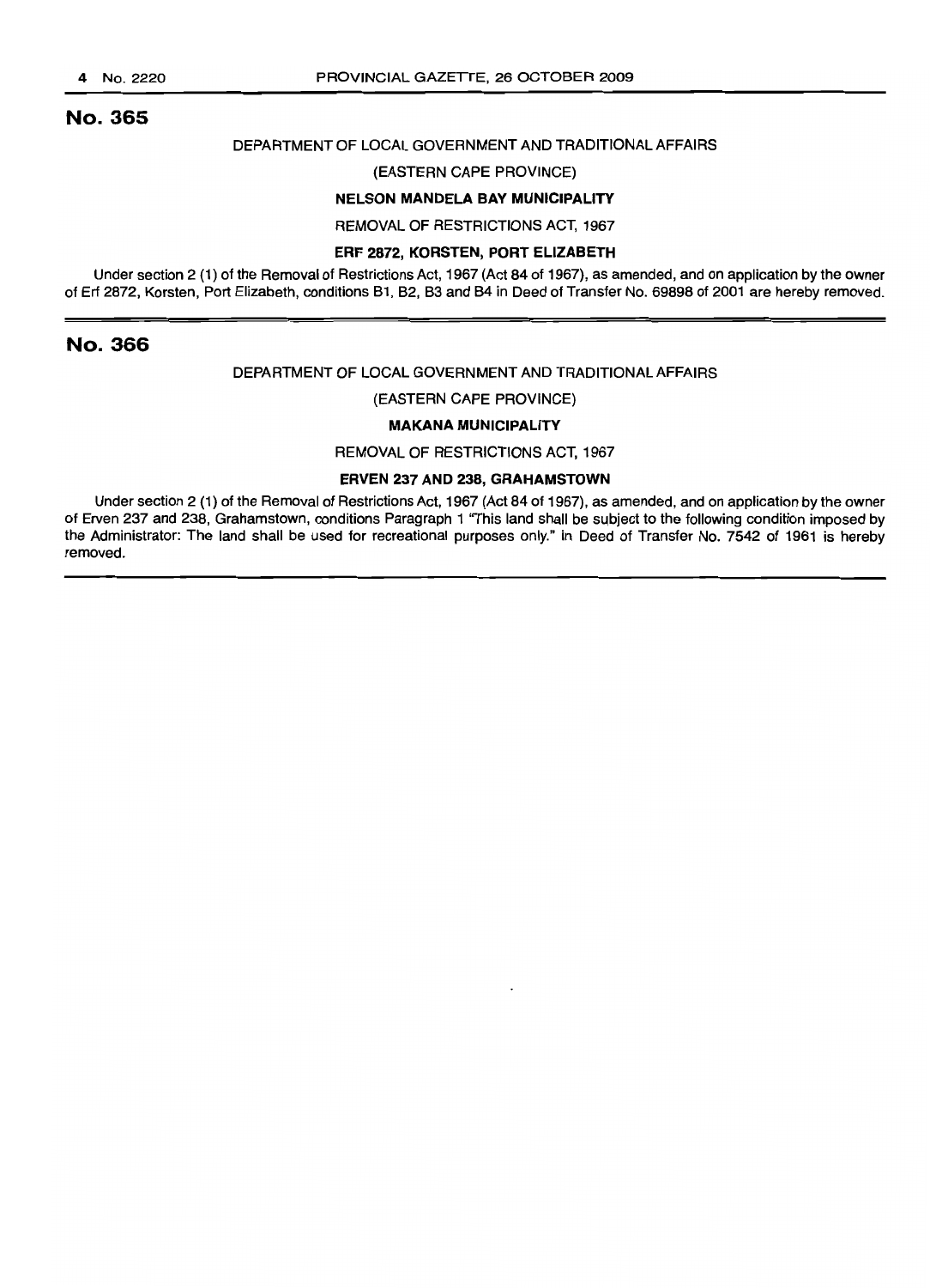## No. 365

DEPARTMENT OF LOCAL GOVERNMENT AND TRADITIONAL AFFAIRS

(EASTERN CAPE PROVINCE)

**NELSON MANDELA BAY MUNICIPALITY**

REMOVAL OF RESTRICTIONS ACT, 1967

**ERF 2872, KORSTEN, PORT ELIZABETH**

Under section 2 (1) of the Removal of Restrictions Act, 1967 (Act 84 of 1967), as amended, and on application by the owner of Erf 2872, Korsten, Port Elizabeth, conditions B1, B2, B3 and B4 in Deed of Transfer No. 69898 of 2001 are hereby removed.

## No. 366

DEPARTMENT OF LOCAL GOVERNMENT AND TRADITIONAL AFFAIRS

(EASTERN CAPE PROVINCE)

**MAKANA MUNICIPALITY**

REMOVAL OF RESTRICTIONS ACT, 1967

**ERVEN 237 AND 238, GRAHAMSTOWN**

Under section 2 (1) of the Removal of Restrictions Act, 1967 (Act 84 of 1967), as amended, and on application by the owner of Erven 237 and 238, Grahamstown, conditions Paragraph 1 "This land shall be subject to the following condition imposed by the Administrator: The land shall be used for recreational purposes only." in Deed of Transfer No. 7542 of 1961 is hereby removed.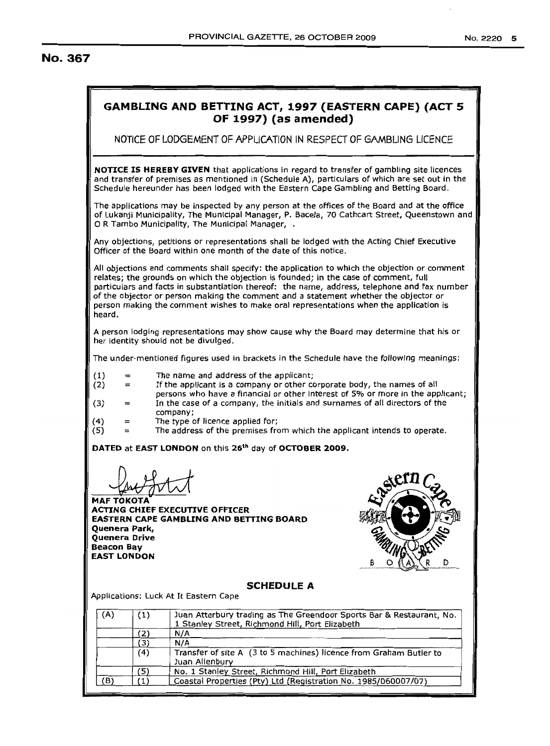## No. 367

## GAMBLING AND BETTING ACT, 1997 (EASTERN CAPE) (ACT 5 OF 1997) (as amended)

NOTICE OF LODGEMENT OF APPLICATION IN RESPECT OF GAMBLING LICENCE

**NOTICE IS HEREBY GIVEN** that applications in regard to transfer of gambling site licences and transfer of premises as mentioned in (Schedule A), particulars of which are set out in the Schedule hereunder has been lodged with the Eastern Cape Gambling and Betting Board.

The applications may be inspected by any person at the offices of the Board and at the office of Lukanji Municipality, The Municipal Manager, P. Bacela, 70 Cathcart Street, Queenstown and O R Tambo Municipality, The Municipal Manager, .

Any objections, petitions or representations shall be lodged with the Acting Chief Executive Officer of the Board within one month of the date of this notice.

All objections and comments shall specify: the application to which the objection or comment relates; the grounds on which the objection is founded; in the case of comment, full particulars and facts in substantiation thereof: the name, address, telephone and fax number of the objector or person making the comment and a statement whether the objector or person making the comment wishes to make oral representations when the application is heard.

A person lodging representations may show cause why the Board may determine that his or her identity should not be divulged.

The under-mentioned figures used in brackets in the Schedule have the following meanings:

- (1) = The name and address of the applicant;
- (2) = If the applicant is a company or other corporate body, the names of all persons who have a financial or other interest of 5% or more in the applicant;
- (3) = In the case of a company, the initials and surnames of all directors of the company;
- (4) = The type of licence applied for;
- (5) = The address of the premises from which the applicant intends to operate.

**DATED** at **EAST LONDON** on this **26th** day of **OCTOBER 2009.**

**MAF TOKOTA**
**ACTING CHIEF EXECUTIVE OFFICER**
**EASTERN CAPE GAMBLING AND BETTING BOARD**
**Quenera Park,**
**Quenera Drive**
**Beacon Bay**
**EAST LONDON**

### SCHEDULE A

Applications: Luck At It Eastern Cape

| | | |
|---|---|---|
| (A) | (1) | Juan Atterbury trading as The Greendoor Sports Bar & Restaurant, No. 1 Stanley Street, Richmond Hill, Port Elizabeth |
| | (2) | N/A |
| | (3) | N/A |
| | (4) | Transfer of site A (3 to 5 machines) licence from Graham Butler to Juan Allenbury |
| | (5) | No. 1 Stanley Street, Richmond Hill, Port Elizabeth |
| (B) | (1) | Coastal Properties (Pty) Ltd (Registration No. 1985/060007/07) |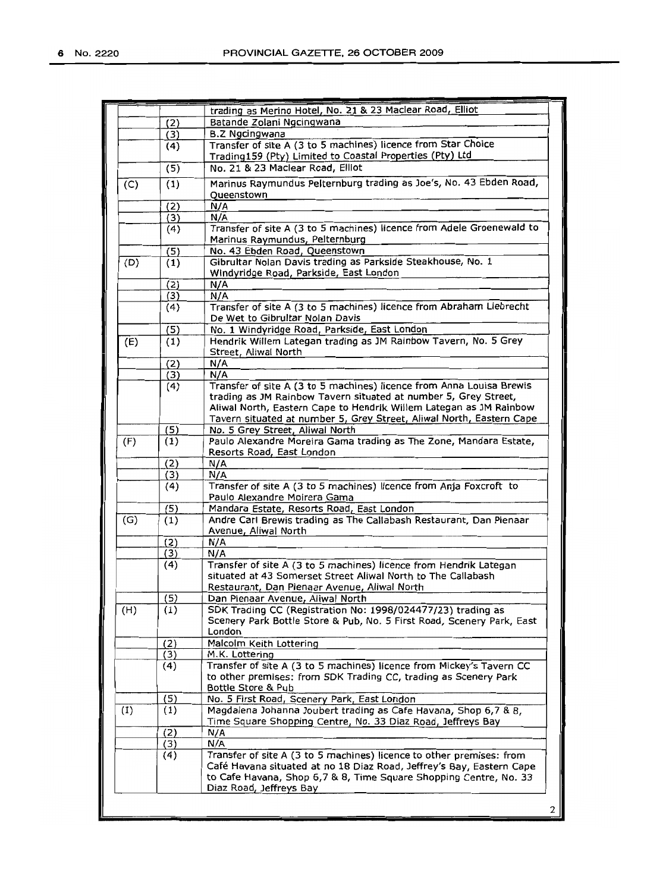| | | |
|---|---|---|
| | | trading as Merino Hotel, No. 21 & 23 Maclear Road, Elliot |
| | (2) | Batande Zolani Ngcingwana |
| | (3) | B.Z Ngcingwana |
| | (4) | Transfer of site A (3 to 5 machines) licence from Star Choice Trading159 (Pty) Limited to Coastal Properties (Pty) Ltd |
| | (5) | No. 21 & 23 Maclear Road, Elliot |
| (C) | (1) | Marinus Raymundus Pelternburg trading as Joe's, No. 43 Ebden Road, Queenstown |
| | (2) | N/A |
| | (3) | N/A |
| | (4) | Transfer of site A (3 to 5 machines) licence from Adele Groenewald to Marinus Raymundus, Pelternburg |
| | (5) | No. 43 Ebden Road, Queenstown |
| (D) | (1) | Gibrultar Nolan Davis trading as Parkside Steakhouse, No. 1 Windyridge Road, Parkside, East London |
| | (2) | N/A |
| | (3) | N/A |
| | (4) | Transfer of site A (3 to 5 machines) licence from Abraham Liebrecht De Wet to Gibrultar Nolan Davis |
| | (5) | No. 1 Windyridge Road, Parkside, East London |
| (E) | (1) | Hendrik Willem Lategan trading as JM Rainbow Tavern, No. 5 Grey Street, Aliwal North |
| | (2) | N/A |
| | (3) | N/A |
| | (4) | Transfer of site A (3 to 5 machines) licence from Anna Louisa Brewis trading as JM Rainbow Tavern situated at number 5, Grey Street, Aliwal North, Eastern Cape to Hendrik Willem Lategan as JM Rainbow Tavern situated at number 5, Grey Street, Aliwal North, Eastern Cape |
| | (5) | No. 5 Grey Street, Aliwal North |
| (F) | (1) | Paulo Alexandre Moreira Gama trading as The Zone, Mandara Estate, Resorts Road, East London |
| | (2) | N/A |
| | (3) | N/A |
| | (4) | Transfer of site A (3 to 5 machines) licence from Anja Foxcroft to Paulo Alexandre Moirera Gama |
| | (5) | Mandara Estate, Resorts Road, East London |
| (G) | (1) | Andre Carl Brewis trading as The Callabash Restaurant, Dan Pienaar Avenue, Aliwal North |
| | (2) | N/A |
| | (3) | N/A |
| | (4) | Transfer of site A (3 to 5 machines) licence from Hendrik Lategan situated at 43 Somerset Street Aliwal North to The Callabash Restaurant, Dan Pienaar Avenue, Aliwal North |
| | (5) | Dan Pienaar Avenue, Aliwal North |
| (H) | (1) | SDK Trading CC (Registration No: 1998/024477/23) trading as Scenery Park Bottle Store & Pub, No. 5 First Road, Scenery Park, East London |
| | (2) | Malcolm Keith Lottering |
| | (3) | M.K. Lottering |
| | (4) | Transfer of site A (3 to 5 machines) licence from Mickey's Tavern CC to other premises: from SDK Trading CC, trading as Scenery Park Bottle Store & Pub |
| | (5) | No. 5 First Road, Scenery Park, East London |
| (I) | (1) | Magdalena Johanna Joubert trading as Cafe Havana, Shop 6,7 & 8, Time Square Shopping Centre, No. 33 Diaz Road, Jeffreys Bay |
| | (2) | N/A |
| | (3) | N/A |
| | (4) | Transfer of site A (3 to 5 machines) licence to other premises: from Café Havana situated at no 18 Diaz Road, Jeffrey's Bay, Eastern Cape to Cafe Havana, Shop 6,7 & 8, Time Square Shopping Centre, No. 33 Diaz Road, Jeffreys Bay |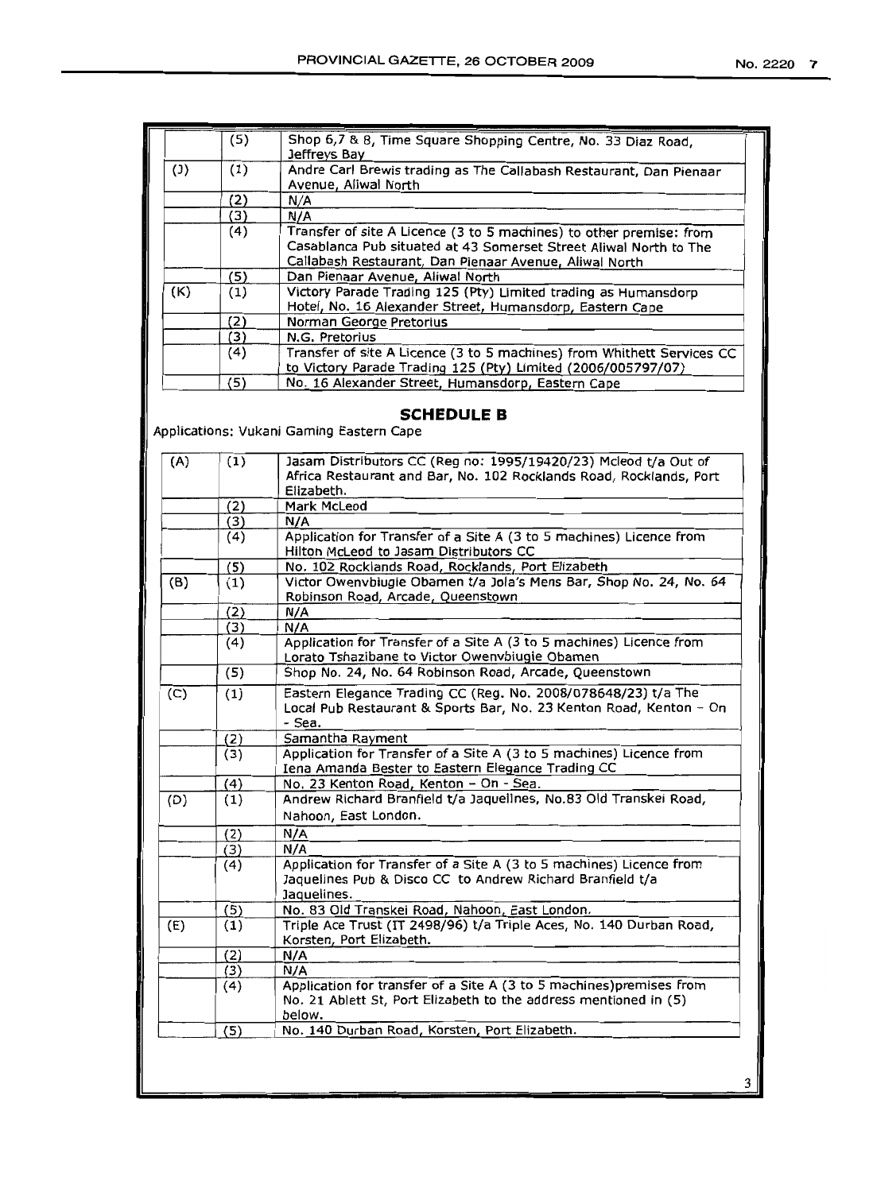|  |  |  |
|---|---|---|
|  | (5) | Shop 6,7 & 8, Time Square Shopping Centre, No. 33 Diaz Road, Jeffreys Bay |
| (J) | (1) | Andre Carl Brewis trading as The Callabash Restaurant, Dan Pienaar Avenue, Aliwal North |
|  | (2) | N/A |
|  | (3) | N/A |
|  | (4) | Transfer of site A Licence (3 to 5 machines) to other premise: from Casablanca Pub situated at 43 Somerset Street Aliwal North to The Callabash Restaurant, Dan Pienaar Avenue, Aliwal North |
|  | (5) | Dan Pienaar Avenue, Aliwal North |
| (K) | (1) | Victory Parade Trading 125 (Pty) Limited trading as Humansdorp Hotel, No. 16 Alexander Street, Humansdorp, Eastern Cape |
|  | (2) | Norman George Pretorius |
|  | (3) | N.G. Pretorius |
|  | (4) | Transfer of site A Licence (3 to 5 machines) from Whithett Services CC to Victory Parade Trading 125 (Pty) Limited (2006/005797/07) |
|  | (5) | No. 16 Alexander Street, Humansdorp, Eastern Cape |

## SCHEDULE B

Applications: Vukani Gaming Eastern Cape

|  |  |  |
|---|---|---|
| (A) | (1) | Jasam Distributors CC (Reg no: 1995/19420/23) Mcleod t/a Out of Africa Restaurant and Bar, No. 102 Rocklands Road, Rocklands, Port Elizabeth. |
|  | (2) | Mark McLeod |
|  | (3) | N/A |
|  | (4) | Application for Transfer of a Site A (3 to 5 machines) Licence from Hilton McLeod to Jasam Distributors CC |
|  | (5) | No. 102 Rocklands Road, Rocklands, Port Elizabeth |
| (B) | (1) | Victor Owenvbiugie Obamen t/a Jola's Mens Bar, Shop No. 24, No. 64 Robinson Road, Arcade, Queenstown |
|  | (2) | N/A |
|  | (3) | N/A |
|  | (4) | Application for Transfer of a Site A (3 to 5 machines) Licence from Lorato Tshazibane to Victor Owenvbiugie Obamen |
|  | (5) | Shop No. 24, No. 64 Robinson Road, Arcade, Queenstown |
| (C) | (1) | Eastern Elegance Trading CC (Reg. No. 2008/078648/23) t/a The Local Pub Restaurant & Sports Bar, No. 23 Kenton Road, Kenton - On - Sea. |
|  | (2) | Samantha Rayment |
|  | (3) | Application for Transfer of a Site A (3 to 5 machines) Licence from Iena Amanda Bester to Eastern Elegance Trading CC |
|  | (4) | No. 23 Kenton Road, Kenton - On - Sea. |
| (D) | (1) | Andrew Richard Branfield t/a Jaquelines, No.83 Old Transkei Road, Nahoon, East London. |
|  | (2) | N/A |
|  | (3) | N/A |
|  | (4) | Application for Transfer of a Site A (3 to 5 machines) Licence from Jaquelines Pub & Disco CC to Andrew Richard Branfield t/a Jaquelines. |
|  | (5) | No. 83 Old Transkei Road, Nahoon, East London. |
| (E) | (1) | Triple Ace Trust (IT 2498/96) t/a Triple Aces, No. 140 Durban Road, Korsten, Port Elizabeth. |
|  | (2) | N/A |
|  | (3) | N/A |
|  | (4) | Application for transfer of a Site A (3 to 5 machines)premises from No. 21 Ablett St, Port Elizabeth to the address mentioned in (5) below. |
|  | (5) | No. 140 Durban Road, Korsten, Port Elizabeth. |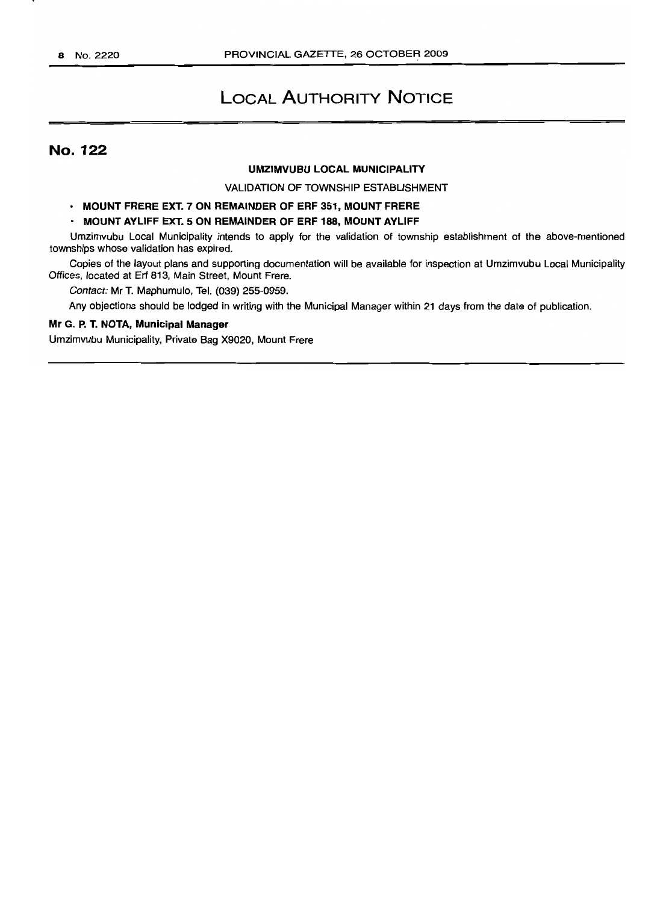# LOCAL AUTHORITY NOTICE

## No. 122

**UMZIMVUBU LOCAL MUNICIPALITY**

VALIDATION OF TOWNSHIP ESTABLISHMENT

- **MOUNT FRERE EXT. 7 ON REMAINDER OF ERF 351, MOUNT FRERE**
- **MOUNT AYLIFF EXT. 5 ON REMAINDER OF ERF 188, MOUNT AYLIFF**

Umzimvubu Local Municipality intends to apply for the validation of township establishment of the above-mentioned townships whose validation has expired.

Copies of the layout plans and supporting documentation will be available for inspection at Umzimvubu Local Municipality Offices, located at Erf 813, Main Street, Mount Frere.

*Contact:* Mr T. Maphumulo, Tel. (039) 255-0959.

Any objections should be lodged in writing with the Municipal Manager within 21 days from the date of publication.

**Mr G. P. T. NOTA, Municipal Manager**

Umzimvubu Municipality, Private Bag X9020, Mount Frere